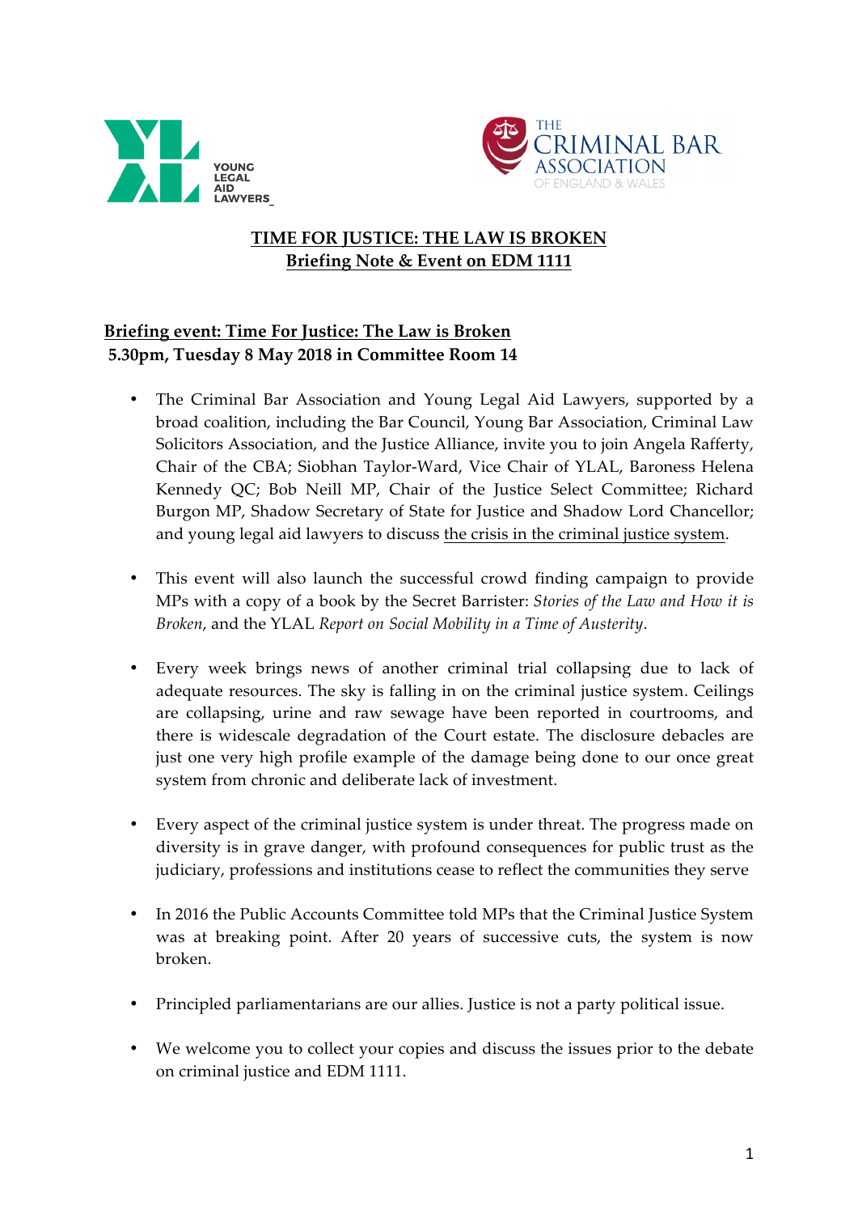YOUNG LEGAL AID LAWYERS

THE CRIMINAL BAR ASSOCIATION OF ENGLAND & WALES

# TIME FOR JUSTICE: THE LAW IS BROKEN
## Briefing Note & Event on EDM 1111

## Briefing event: Time For Justice: The Law is Broken
**5.30pm, Tuesday 8 May 2018 in Committee Room 14**

- The Criminal Bar Association and Young Legal Aid Lawyers, supported by a broad coalition, including the Bar Council, Young Bar Association, Criminal Law Solicitors Association, and the Justice Alliance, invite you to join Angela Rafferty, Chair of the CBA; Siobhan Taylor-Ward, Vice Chair of YLAL, Baroness Helena Kennedy QC; Bob Neill MP, Chair of the Justice Select Committee; Richard Burgon MP, Shadow Secretary of State for Justice and Shadow Lord Chancellor; and young legal aid lawyers to discuss the crisis in the criminal justice system.

- This event will also launch the successful crowd finding campaign to provide MPs with a copy of a book by the Secret Barrister: *Stories of the Law and How it is Broken*, and the YLAL *Report on Social Mobility in a Time of Austerity*.

- Every week brings news of another criminal trial collapsing due to lack of adequate resources. The sky is falling in on the criminal justice system. Ceilings are collapsing, urine and raw sewage have been reported in courtrooms, and there is widescale degradation of the Court estate. The disclosure debacles are just one very high profile example of the damage being done to our once great system from chronic and deliberate lack of investment.

- Every aspect of the criminal justice system is under threat. The progress made on diversity is in grave danger, with profound consequences for public trust as the judiciary, professions and institutions cease to reflect the communities they serve

- In 2016 the Public Accounts Committee told MPs that the Criminal Justice System was at breaking point. After 20 years of successive cuts, the system is now broken.

- Principled parliamentarians are our allies. Justice is not a party political issue.

- We welcome you to collect your copies and discuss the issues prior to the debate on criminal justice and EDM 1111.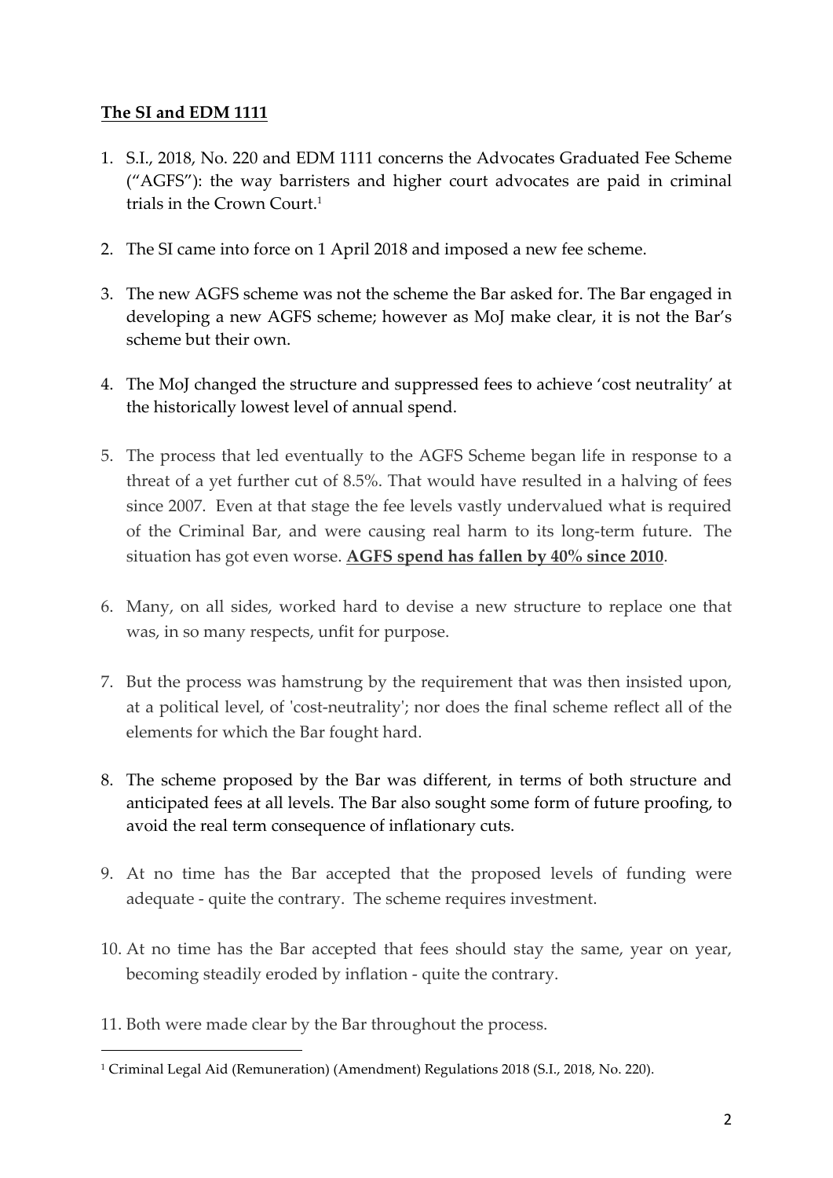## **The SI and EDM 1111**

1. S.I., 2018, No. 220 and EDM 1111 concerns the Advocates Graduated Fee Scheme ("AGFS"): the way barristers and higher court advocates are paid in criminal trials in the Crown Court.[1]

2. The SI came into force on 1 April 2018 and imposed a new fee scheme.

3. The new AGFS scheme was not the scheme the Bar asked for. The Bar engaged in developing a new AGFS scheme; however as MoJ make clear, it is not the Bar's scheme but their own.

4. The MoJ changed the structure and suppressed fees to achieve 'cost neutrality' at the historically lowest level of annual spend.

5. The process that led eventually to the AGFS Scheme began life in response to a threat of a yet further cut of 8.5%. That would have resulted in a halving of fees since 2007. Even at that stage the fee levels vastly undervalued what is required of the Criminal Bar, and were causing real harm to its long-term future. The situation has got even worse. **AGFS spend has fallen by 40% since 2010**.

6. Many, on all sides, worked hard to devise a new structure to replace one that was, in so many respects, unfit for purpose.

7. But the process was hamstrung by the requirement that was then insisted upon, at a political level, of 'cost-neutrality'; nor does the final scheme reflect all of the elements for which the Bar fought hard.

8. The scheme proposed by the Bar was different, in terms of both structure and anticipated fees at all levels. The Bar also sought some form of future proofing, to avoid the real term consequence of inflationary cuts.

9. At no time has the Bar accepted that the proposed levels of funding were adequate - quite the contrary. The scheme requires investment.

10. At no time has the Bar accepted that fees should stay the same, year on year, becoming steadily eroded by inflation - quite the contrary.

11. Both were made clear by the Bar throughout the process.

---

[1] Criminal Legal Aid (Remuneration) (Amendment) Regulations 2018 (S.I., 2018, No. 220).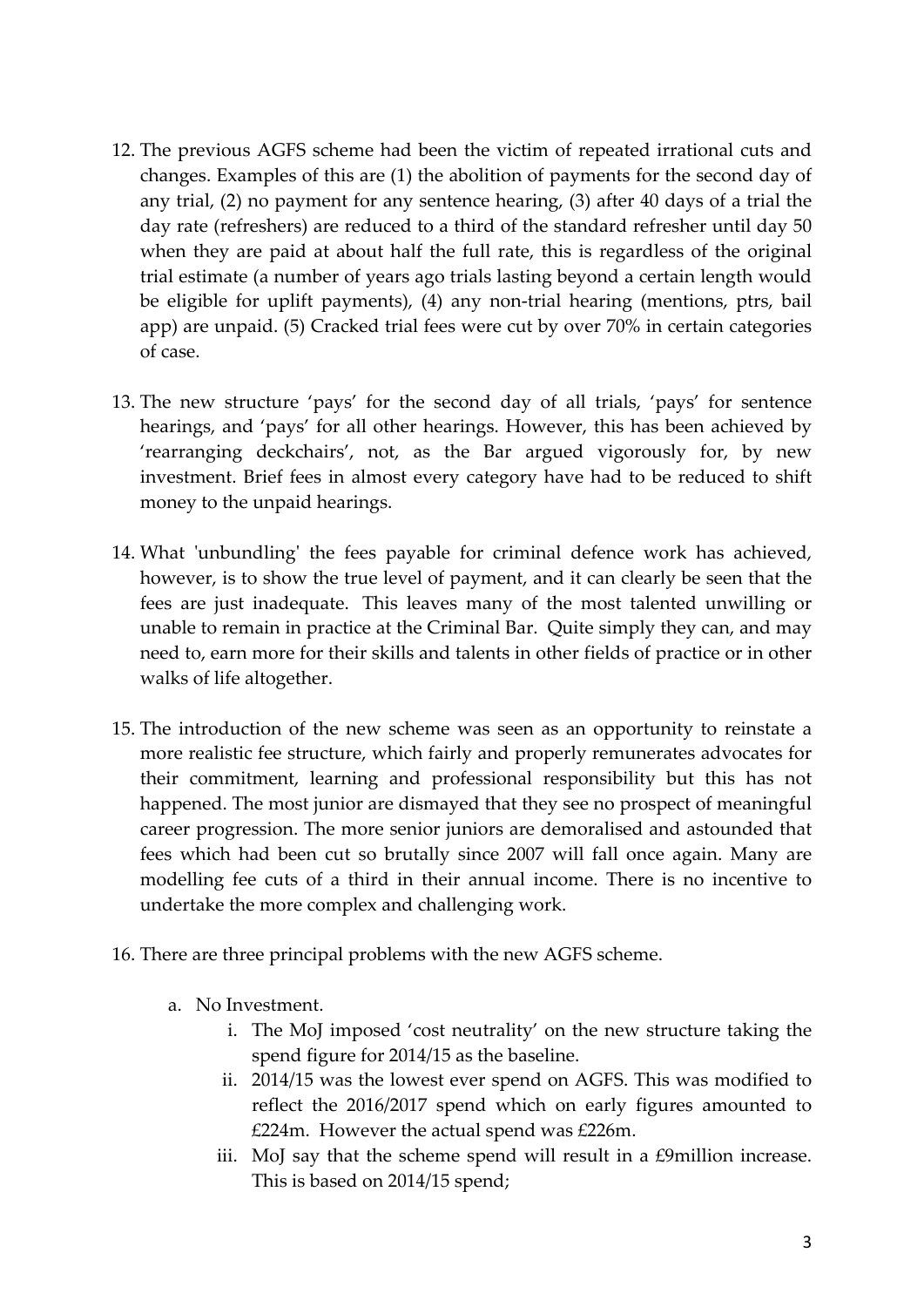12. The previous AGFS scheme had been the victim of repeated irrational cuts and changes. Examples of this are (1) the abolition of payments for the second day of any trial, (2) no payment for any sentence hearing, (3) after 40 days of a trial the day rate (refreshers) are reduced to a third of the standard refresher until day 50 when they are paid at about half the full rate, this is regardless of the original trial estimate (a number of years ago trials lasting beyond a certain length would be eligible for uplift payments), (4) any non-trial hearing (mentions, ptrs, bail app) are unpaid. (5) Cracked trial fees were cut by over 70% in certain categories of case.

13. The new structure 'pays' for the second day of all trials, 'pays' for sentence hearings, and 'pays' for all other hearings. However, this has been achieved by 'rearranging deckchairs', not, as the Bar argued vigorously for, by new investment. Brief fees in almost every category have had to be reduced to shift money to the unpaid hearings.

14. What 'unbundling' the fees payable for criminal defence work has achieved, however, is to show the true level of payment, and it can clearly be seen that the fees are just inadequate. This leaves many of the most talented unwilling or unable to remain in practice at the Criminal Bar. Quite simply they can, and may need to, earn more for their skills and talents in other fields of practice or in other walks of life altogether.

15. The introduction of the new scheme was seen as an opportunity to reinstate a more realistic fee structure, which fairly and properly remunerates advocates for their commitment, learning and professional responsibility but this has not happened. The most junior are dismayed that they see no prospect of meaningful career progression. The more senior juniors are demoralised and astounded that fees which had been cut so brutally since 2007 will fall once again. Many are modelling fee cuts of a third in their annual income. There is no incentive to undertake the more complex and challenging work.

16. There are three principal problems with the new AGFS scheme.

    a. No Investment.

        i. The MoJ imposed 'cost neutrality' on the new structure taking the spend figure for 2014/15 as the baseline.

        ii. 2014/15 was the lowest ever spend on AGFS. This was modified to reflect the 2016/2017 spend which on early figures amounted to £224m. However the actual spend was £226m.

        iii. MoJ say that the scheme spend will result in a £9million increase. This is based on 2014/15 spend;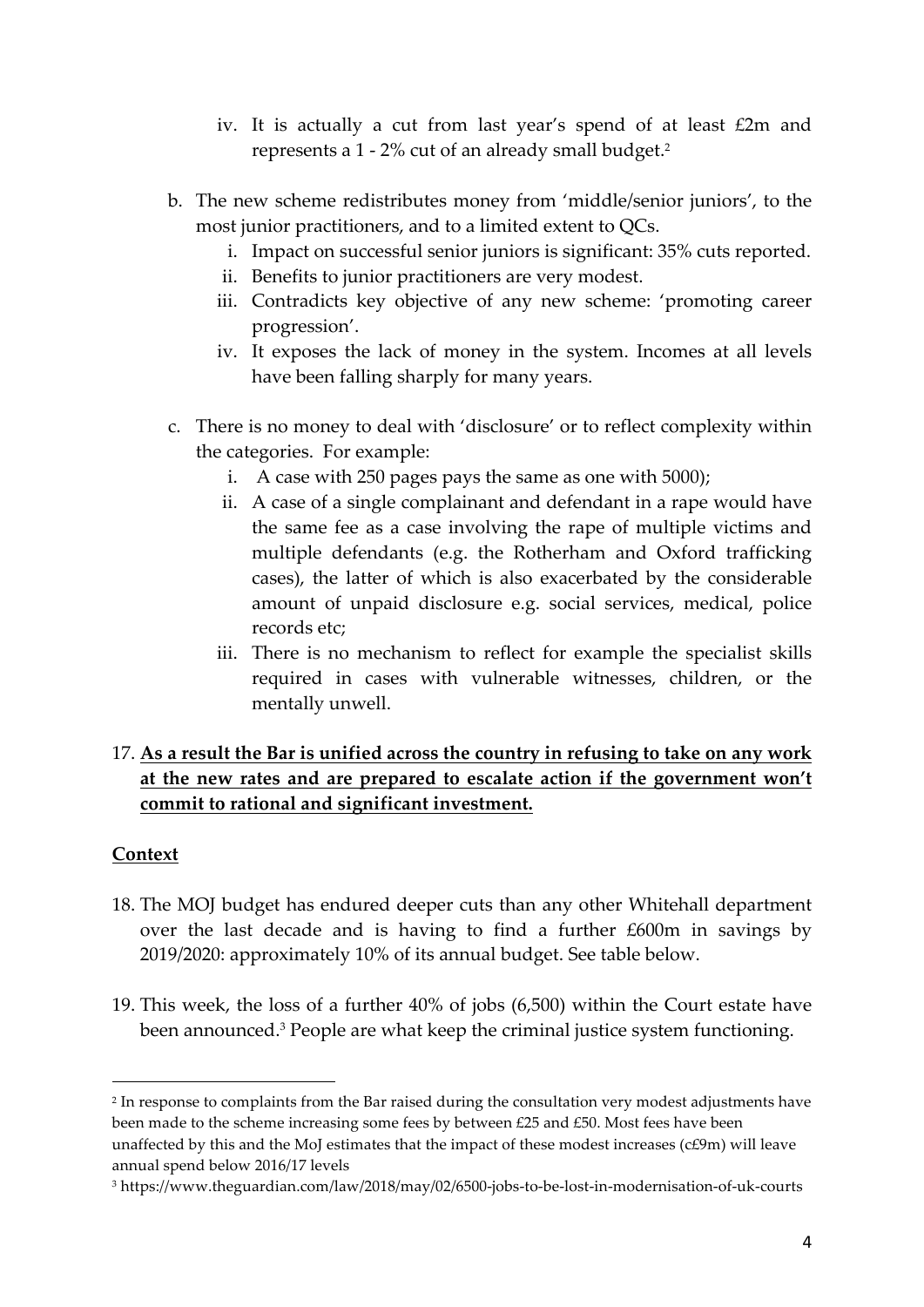iv. It is actually a cut from last year's spend of at least £2m and represents a 1 - 2% cut of an already small budget.[2]

  b. The new scheme redistributes money from 'middle/senior juniors', to the most junior practitioners, and to a limited extent to QCs.
    i. Impact on successful senior juniors is significant: 35% cuts reported.
    ii. Benefits to junior practitioners are very modest.
    iii. Contradicts key objective of any new scheme: 'promoting career progression'.
    iv. It exposes the lack of money in the system. Incomes at all levels have been falling sharply for many years.

  c. There is no money to deal with 'disclosure' or to reflect complexity within the categories. For example:
    i. A case with 250 pages pays the same as one with 5000);
    ii. A case of a single complainant and defendant in a rape would have the same fee as a case involving the rape of multiple victims and multiple defendants (e.g. the Rotherham and Oxford trafficking cases), the latter of which is also exacerbated by the considerable amount of unpaid disclosure e.g. social services, medical, police records etc;
    iii. There is no mechanism to reflect for example the specialist skills required in cases with vulnerable witnesses, children, or the mentally unwell.

17. <u>**As a result the Bar is unified across the country in refusing to take on any work at the new rates and are prepared to escalate action if the government won't commit to rational and significant investment.**</u>

**<u>Context</u>**

18. The MOJ budget has endured deeper cuts than any other Whitehall department over the last decade and is having to find a further £600m in savings by 2019/2020: approximately 10% of its annual budget. See table below.

19. This week, the loss of a further 40% of jobs (6,500) within the Court estate have been announced.[3] People are what keep the criminal justice system functioning.

---

[2] In response to complaints from the Bar raised during the consultation very modest adjustments have been made to the scheme increasing some fees by between £25 and £50. Most fees have been unaffected by this and the MoJ estimates that the impact of these modest increases (c£9m) will leave annual spend below 2016/17 levels

[3] https://www.theguardian.com/law/2018/may/02/6500-jobs-to-be-lost-in-modernisation-of-uk-courts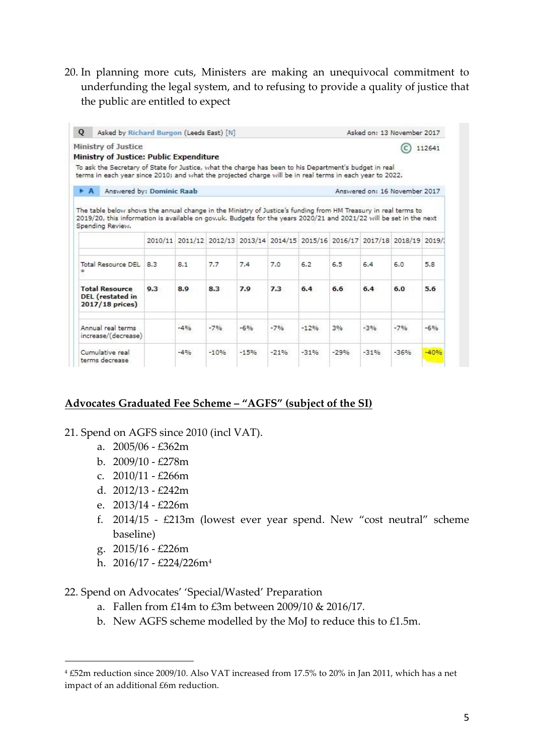20. In planning more cuts, Ministers are making an unequivocal commitment to underfunding the legal system, and to refusing to provide a quality of justice that the public are entitled to expect

**Q** Asked by Richard Burgon (Leeds East) [N] — Asked on: 13 November 2017

Ministry of Justice — 112641

**Ministry of Justice: Public Expenditure**

To ask the Secretary of State for Justice, what the charge has been to his Department's budget in real terms in each year since 2010; and what the projected charge will be in real terms in each year to 2022.

**A** Answered by: Dominic Raab — Answered on: 16 November 2017

The table below shows the annual change in the Ministry of Justice's funding from HM Treasury in real terms to 2019/20, this information is available on gov.uk. Budgets for the years 2020/21 and 2021/22 will be set in the next Spending Review.

| | 2010/11 | 2011/12 | 2012/13 | 2013/14 | 2014/15 | 2015/16 | 2016/17 | 2017/18 | 2018/19 | 2019/20 |
|---|---|---|---|---|---|---|---|---|---|---|
| Total Resource DEL * | 8.3 | 8.1 | 7.7 | 7.4 | 7.0 | 6.2 | 6.5 | 6.4 | 6.0 | 5.8 |
| **Total Resource DEL (restated in 2017/18 prices)** | **9.3** | **8.9** | **8.3** | **7.9** | **7.3** | **6.4** | **6.6** | **6.4** | **6.0** | **5.6** |
| Annual real terms increase/(decrease) | | -4% | -7% | -6% | -7% | -12% | 3% | -3% | -7% | -6% |
| Cumulative real terms decrease | | -4% | -10% | -15% | -21% | -31% | -29% | -31% | -36% | -40% |

## Advocates Graduated Fee Scheme – "AGFS" (subject of the SI)

21. Spend on AGFS since 2010 (incl VAT).
    a. 2005/06 - £362m
    b. 2009/10 - £278m
    c. 2010/11 - £266m
    d. 2012/13 - £242m
    e. 2013/14 - £226m
    f. 2014/15 - £213m (lowest ever year spend. New "cost neutral" scheme baseline)
    g. 2015/16 - £226m
    h. 2016/17 - £224/226m[4]

22. Spend on Advocates' 'Special/Wasted' Preparation
    a. Fallen from £14m to £3m between 2009/10 & 2016/17.
    b. New AGFS scheme modelled by the MoJ to reduce this to £1.5m.

[4] £52m reduction since 2009/10. Also VAT increased from 17.5% to 20% in Jan 2011, which has a net impact of an additional £6m reduction.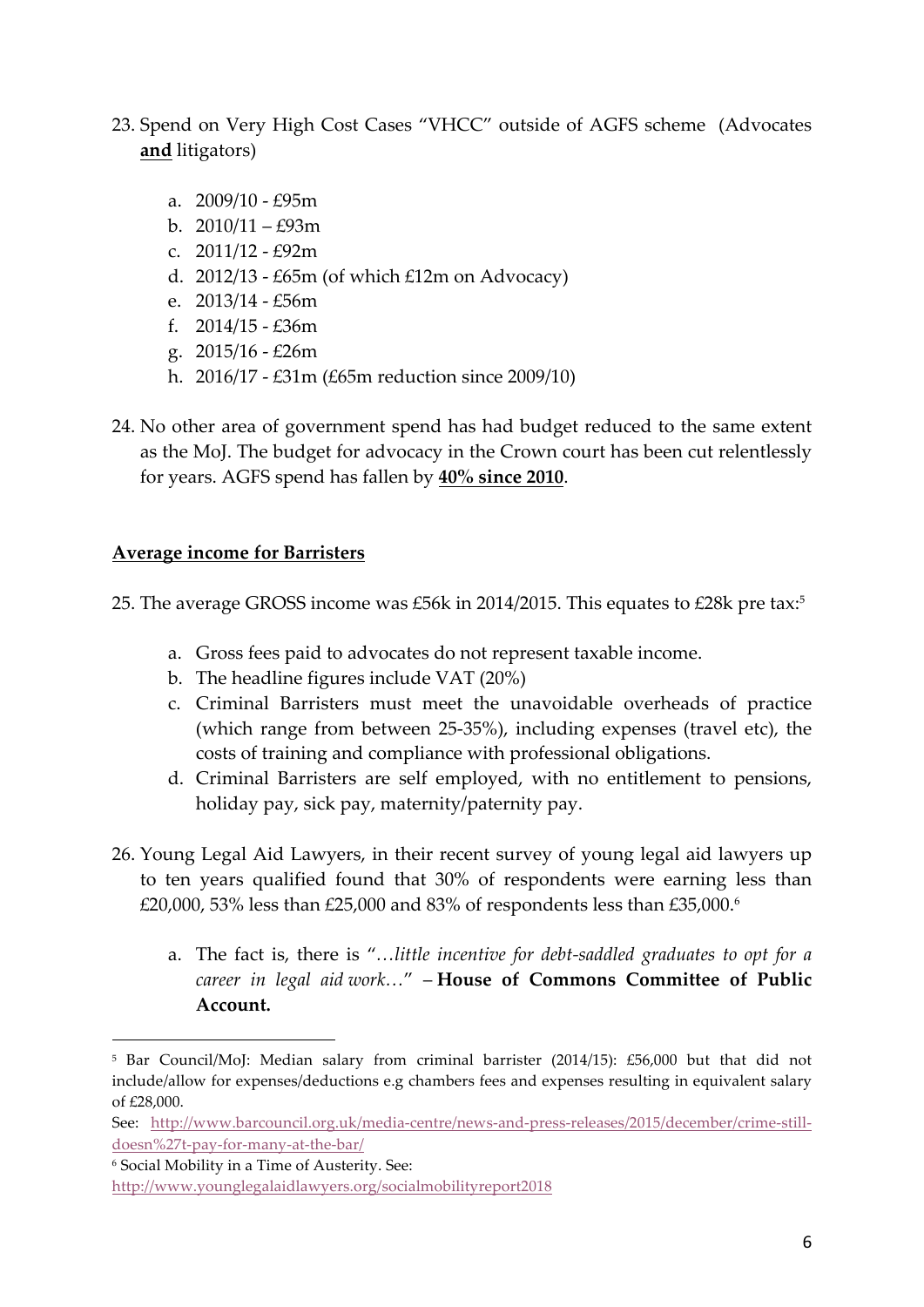23. Spend on Very High Cost Cases "VHCC" outside of AGFS scheme (Advocates **and** litigators)

    a. 2009/10 - £95m
    b. 2010/11 – £93m
    c. 2011/12 - £92m
    d. 2012/13 - £65m (of which £12m on Advocacy)
    e. 2013/14 - £56m
    f. 2014/15 - £36m
    g. 2015/16 - £26m
    h. 2016/17 - £31m (£65m reduction since 2009/10)

24. No other area of government spend has had budget reduced to the same extent as the MoJ. The budget for advocacy in the Crown court has been cut relentlessly for years. AGFS spend has fallen by **40% since 2010**.

**Average income for Barristers**

25. The average GROSS income was £56k in 2014/2015. This equates to £28k pre tax:[5]

    a. Gross fees paid to advocates do not represent taxable income.
    b. The headline figures include VAT (20%)
    c. Criminal Barristers must meet the unavoidable overheads of practice (which range from between 25-35%), including expenses (travel etc), the costs of training and compliance with professional obligations.
    d. Criminal Barristers are self employed, with no entitlement to pensions, holiday pay, sick pay, maternity/paternity pay.

26. Young Legal Aid Lawyers, in their recent survey of young legal aid lawyers up to ten years qualified found that 30% of respondents were earning less than £20,000, 53% less than £25,000 and 83% of respondents less than £35,000.[6]

    a. The fact is, there is "*…little incentive for debt-saddled graduates to opt for a career in legal aid work…*" – **House of Commons Committee of Public Account.**

---

[5] Bar Council/MoJ: Median salary from criminal barrister (2014/15): £56,000 but that did not include/allow for expenses/deductions e.g chambers fees and expenses resulting in equivalent salary of £28,000.

See: http://www.barcouncil.org.uk/media-centre/news-and-press-releases/2015/december/crime-still-doesn%27t-pay-for-many-at-the-bar/

[6] Social Mobility in a Time of Austerity. See:
http://www.younglegalaidlawyers.org/socialmobilityreport2018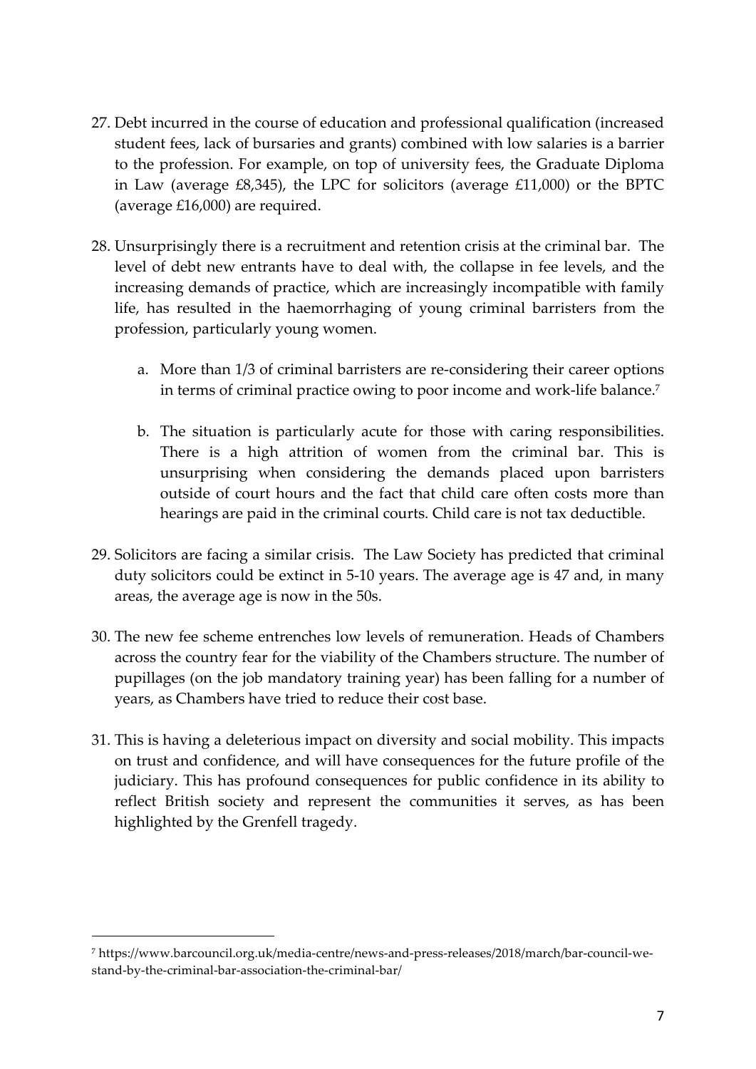27. Debt incurred in the course of education and professional qualification (increased student fees, lack of bursaries and grants) combined with low salaries is a barrier to the profession. For example, on top of university fees, the Graduate Diploma in Law (average £8,345), the LPC for solicitors (average £11,000) or the BPTC (average £16,000) are required.

28. Unsurprisingly there is a recruitment and retention crisis at the criminal bar. The level of debt new entrants have to deal with, the collapse in fee levels, and the increasing demands of practice, which are increasingly incompatible with family life, has resulted in the haemorrhaging of young criminal barristers from the profession, particularly young women.

    a. More than 1/3 of criminal barristers are re-considering their career options in terms of criminal practice owing to poor income and work-life balance.[7]

    b. The situation is particularly acute for those with caring responsibilities. There is a high attrition of women from the criminal bar. This is unsurprising when considering the demands placed upon barristers outside of court hours and the fact that child care often costs more than hearings are paid in the criminal courts. Child care is not tax deductible.

29. Solicitors are facing a similar crisis. The Law Society has predicted that criminal duty solicitors could be extinct in 5-10 years. The average age is 47 and, in many areas, the average age is now in the 50s.

30. The new fee scheme entrenches low levels of remuneration. Heads of Chambers across the country fear for the viability of the Chambers structure. The number of pupillages (on the job mandatory training year) has been falling for a number of years, as Chambers have tried to reduce their cost base.

31. This is having a deleterious impact on diversity and social mobility. This impacts on trust and confidence, and will have consequences for the future profile of the judiciary. This has profound consequences for public confidence in its ability to reflect British society and represent the communities it serves, as has been highlighted by the Grenfell tragedy.

---

[7] https://www.barcouncil.org.uk/media-centre/news-and-press-releases/2018/march/bar-council-we-stand-by-the-criminal-bar-association-the-criminal-bar/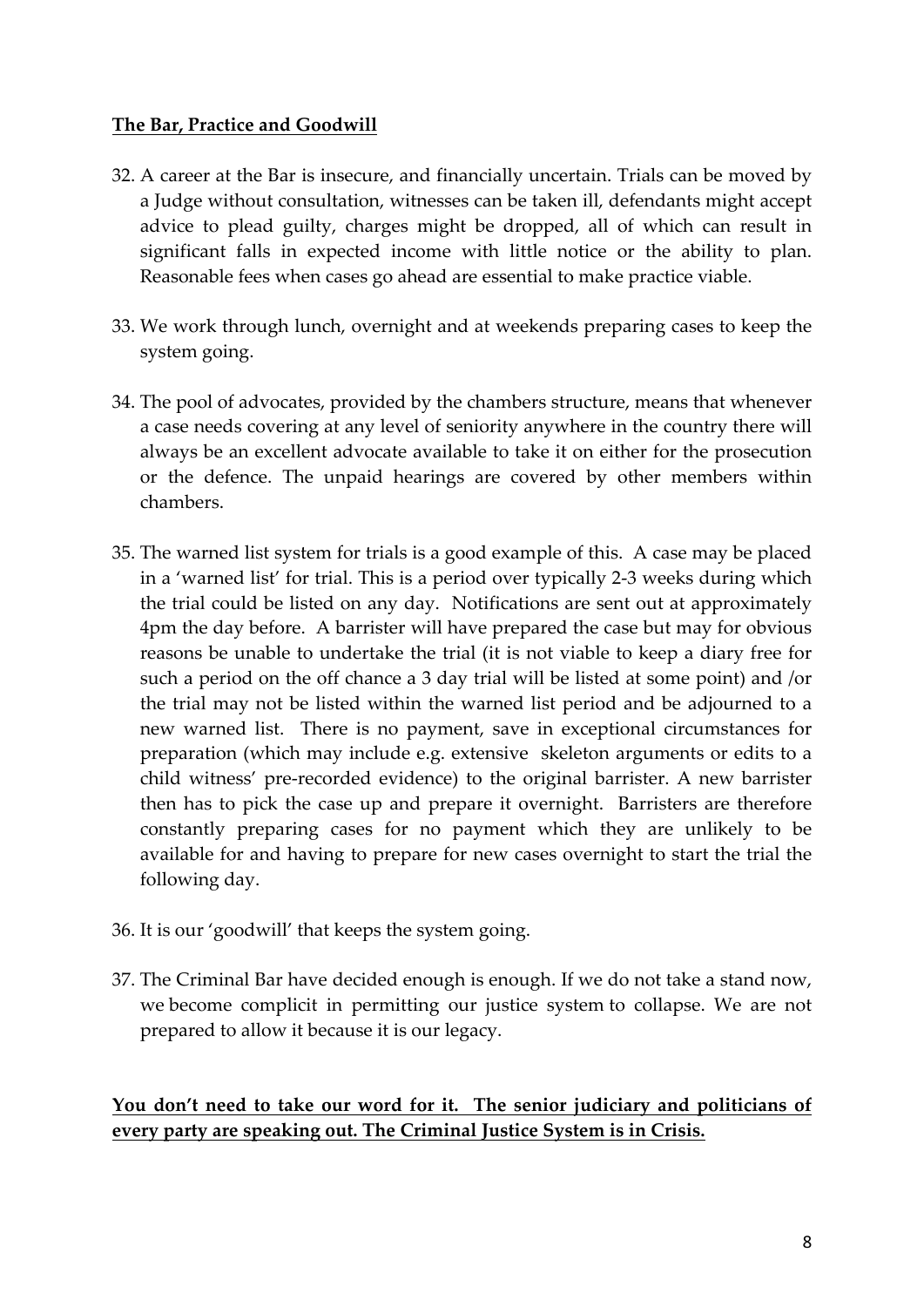**The Bar, Practice and Goodwill**

32. A career at the Bar is insecure, and financially uncertain. Trials can be moved by a Judge without consultation, witnesses can be taken ill, defendants might accept advice to plead guilty, charges might be dropped, all of which can result in significant falls in expected income with little notice or the ability to plan. Reasonable fees when cases go ahead are essential to make practice viable.

33. We work through lunch, overnight and at weekends preparing cases to keep the system going.

34. The pool of advocates, provided by the chambers structure, means that whenever a case needs covering at any level of seniority anywhere in the country there will always be an excellent advocate available to take it on either for the prosecution or the defence. The unpaid hearings are covered by other members within chambers.

35. The warned list system for trials is a good example of this. A case may be placed in a 'warned list' for trial. This is a period over typically 2-3 weeks during which the trial could be listed on any day. Notifications are sent out at approximately 4pm the day before. A barrister will have prepared the case but may for obvious reasons be unable to undertake the trial (it is not viable to keep a diary free for such a period on the off chance a 3 day trial will be listed at some point) and /or the trial may not be listed within the warned list period and be adjourned to a new warned list. There is no payment, save in exceptional circumstances for preparation (which may include e.g. extensive skeleton arguments or edits to a child witness' pre-recorded evidence) to the original barrister. A new barrister then has to pick the case up and prepare it overnight. Barristers are therefore constantly preparing cases for no payment which they are unlikely to be available for and having to prepare for new cases overnight to start the trial the following day.

36. It is our 'goodwill' that keeps the system going.

37. The Criminal Bar have decided enough is enough. If we do not take a stand now, we become complicit in permitting our justice system to collapse. We are not prepared to allow it because it is our legacy.

**You don't need to take our word for it. The senior judiciary and politicians of every party are speaking out. The Criminal Justice System is in Crisis.**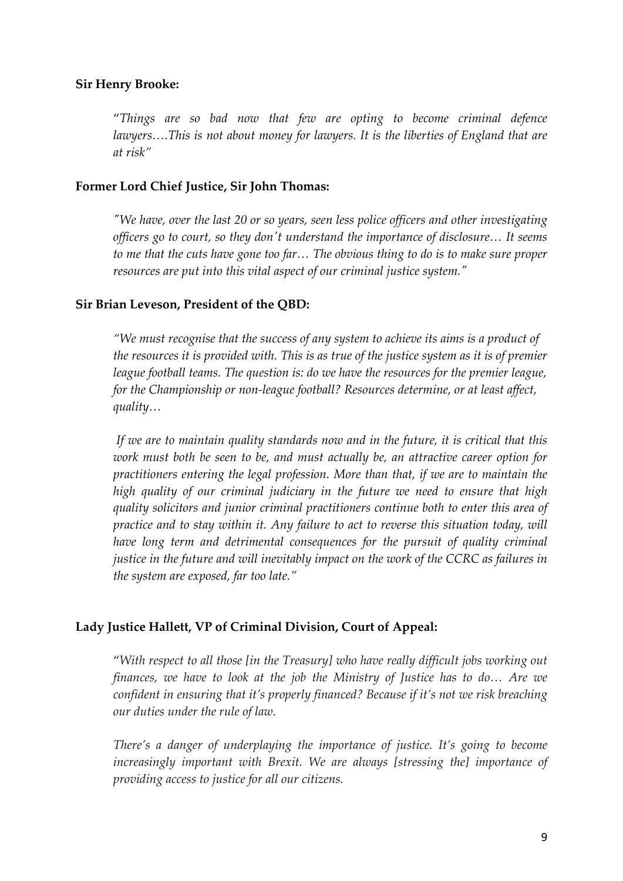**Sir Henry Brooke:**

> "*Things are so bad now that few are opting to become criminal defence lawyers….This is not about money for lawyers. It is the liberties of England that are at risk"*

**Former Lord Chief Justice, Sir John Thomas:**

> *"We have, over the last 20 or so years, seen less police officers and other investigating officers go to court, so they don't understand the importance of disclosure… It seems to me that the cuts have gone too far… The obvious thing to do is to make sure proper resources are put into this vital aspect of our criminal justice system."*

**Sir Brian Leveson, President of the QBD:**

> *"We must recognise that the success of any system to achieve its aims is a product of the resources it is provided with. This is as true of the justice system as it is of premier league football teams. The question is: do we have the resources for the premier league, for the Championship or non-league football? Resources determine, or at least affect, quality…*
>
> *If we are to maintain quality standards now and in the future, it is critical that this work must both be seen to be, and must actually be, an attractive career option for practitioners entering the legal profession. More than that, if we are to maintain the high quality of our criminal judiciary in the future we need to ensure that high quality solicitors and junior criminal practitioners continue both to enter this area of practice and to stay within it. Any failure to act to reverse this situation today, will have long term and detrimental consequences for the pursuit of quality criminal justice in the future and will inevitably impact on the work of the CCRC as failures in the system are exposed, far too late."*

**Lady Justice Hallett, VP of Criminal Division, Court of Appeal:**

> "*With respect to all those [in the Treasury] who have really difficult jobs working out finances, we have to look at the job the Ministry of Justice has to do… Are we confident in ensuring that it's properly financed? Because if it's not we risk breaching our duties under the rule of law.*
>
> *There's a danger of underplaying the importance of justice. It's going to become increasingly important with Brexit. We are always [stressing the] importance of providing access to justice for all our citizens.*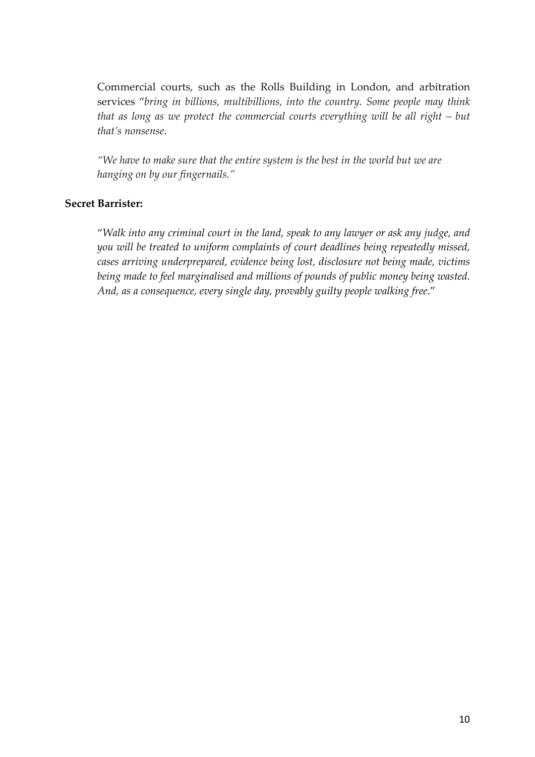Commercial courts, such as the Rolls Building in London, and arbitration services "*bring in billions, multibillions, into the country. Some people may think that as long as we protect the commercial courts everything will be all right – but that's nonsense*.

*"We have to make sure that the entire system is the best in the world but we are hanging on by our fingernails."*

**Secret Barrister:**

"*Walk into any criminal court in the land, speak to any lawyer or ask any judge, and you will be treated to uniform complaints of court deadlines being repeatedly missed, cases arriving underprepared, evidence being lost, disclosure not being made, victims being made to feel marginalised and millions of pounds of public money being wasted. And, as a consequence, every single day, provably guilty people walking free*."